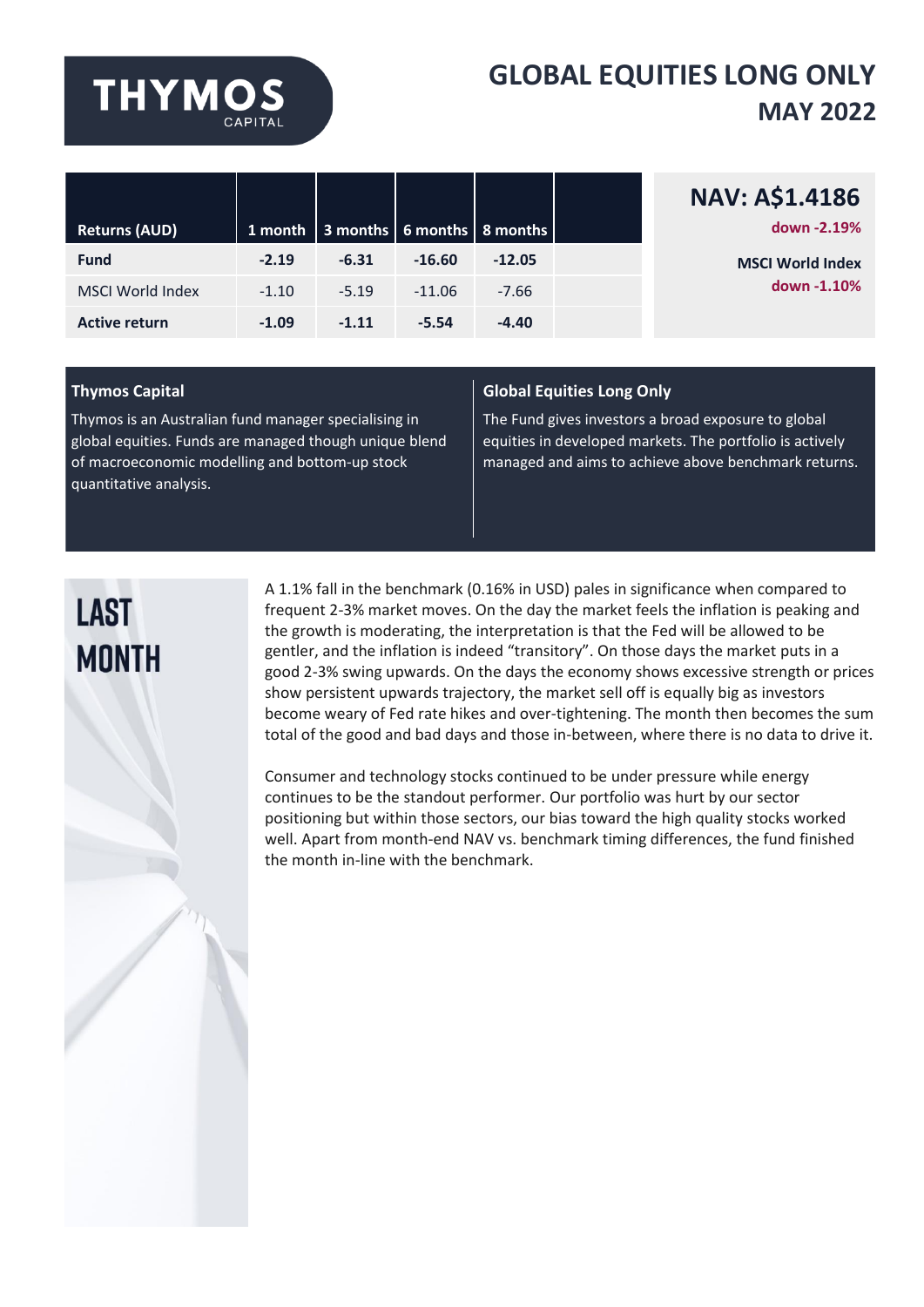THYMOS CAPITAL

# GLOBAL EQUITIES LONG ONLY
# MAY 2022

| Returns (AUD) | 1 month | 3 months | 6 months | 8 months | |
|---|---|---|---|---|---|
| **Fund** | **-2.19** | **-6.31** | **-16.60** | **-12.05** | |
| MSCI World Index | -1.10 | -5.19 | -11.06 | -7.66 | |
| **Active return** | **-1.09** | **-1.11** | **-5.54** | **-4.40** | |

**NAV: A$1.4186**
**down -2.19%**

**MSCI World Index**
**down -1.10%**

### Thymos Capital

Thymos is an Australian fund manager specialising in global equities. Funds are managed though unique blend of macroeconomic modelling and bottom-up stock quantitative analysis.

### Global Equities Long Only

The Fund gives investors a broad exposure to global equities in developed markets. The portfolio is actively managed and aims to achieve above benchmark returns.

## LAST MONTH

A 1.1% fall in the benchmark (0.16% in USD) pales in significance when compared to frequent 2-3% market moves. On the day the market feels the inflation is peaking and the growth is moderating, the interpretation is that the Fed will be allowed to be gentler, and the inflation is indeed "transitory". On those days the market puts in a good 2-3% swing upwards. On the days the economy shows excessive strength or prices show persistent upwards trajectory, the market sell off is equally big as investors become weary of Fed rate hikes and over-tightening. The month then becomes the sum total of the good and bad days and those in-between, where there is no data to drive it.

Consumer and technology stocks continued to be under pressure while energy continues to be the standout performer. Our portfolio was hurt by our sector positioning but within those sectors, our bias toward the high quality stocks worked well. Apart from month-end NAV vs. benchmark timing differences, the fund finished the month in-line with the benchmark.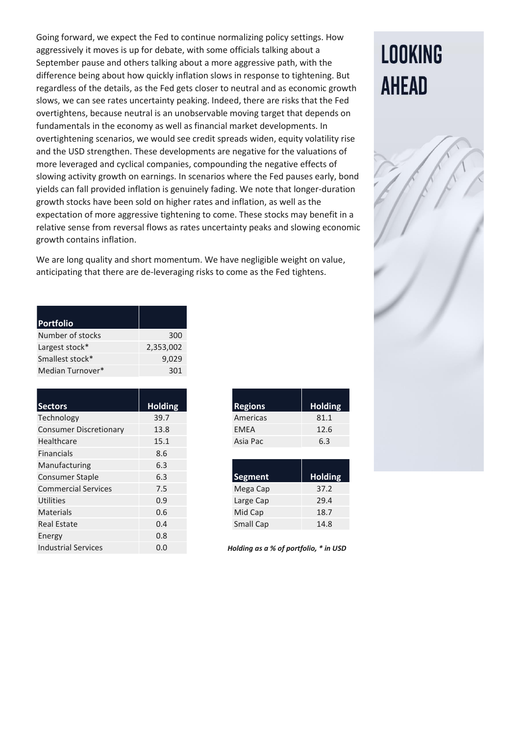# LOOKING AHEAD

Going forward, we expect the Fed to continue normalizing policy settings. How aggressively it moves is up for debate, with some officials talking about a September pause and others talking about a more aggressive path, with the difference being about how quickly inflation slows in response to tightening. But regardless of the details, as the Fed gets closer to neutral and as economic growth slows, we can see rates uncertainty peaking. Indeed, there are risks that the Fed overtightens, because neutral is an unobservable moving target that depends on fundamentals in the economy as well as financial market developments. In overtightening scenarios, we would see credit spreads widen, equity volatility rise and the USD strengthen. These developments are negative for the valuations of more leveraged and cyclical companies, compounding the negative effects of slowing activity growth on earnings. In scenarios where the Fed pauses early, bond yields can fall provided inflation is genuinely fading. We note that longer-duration growth stocks have been sold on higher rates and inflation, as well as the expectation of more aggressive tightening to come. These stocks may benefit in a relative sense from reversal flows as rates uncertainty peaks and slowing economic growth contains inflation.

We are long quality and short momentum. We have negligible weight on value, anticipating that there are de-leveraging risks to come as the Fed tightens.

| Portfolio | |
|---|---|
| Number of stocks | 300 |
| Largest stock* | 2,353,002 |
| Smallest stock* | 9,029 |
| Median Turnover* | 301 |

| Sectors | Holding |
|---|---|
| Technology | 39.7 |
| Consumer Discretionary | 13.8 |
| Healthcare | 15.1 |
| Financials | 8.6 |
| Manufacturing | 6.3 |
| Consumer Staple | 6.3 |
| Commercial Services | 7.5 |
| Utilities | 0.9 |
| Materials | 0.6 |
| Real Estate | 0.4 |
| Energy | 0.8 |
| Industrial Services | 0.0 |

| Regions | Holding |
|---|---|
| Americas | 81.1 |
| EMEA | 12.6 |
| Asia Pac | 6.3 |

| Segment | Holding |
|---|---|
| Mega Cap | 37.2 |
| Large Cap | 29.4 |
| Mid Cap | 18.7 |
| Small Cap | 14.8 |

*Holding as a % of portfolio, * in USD*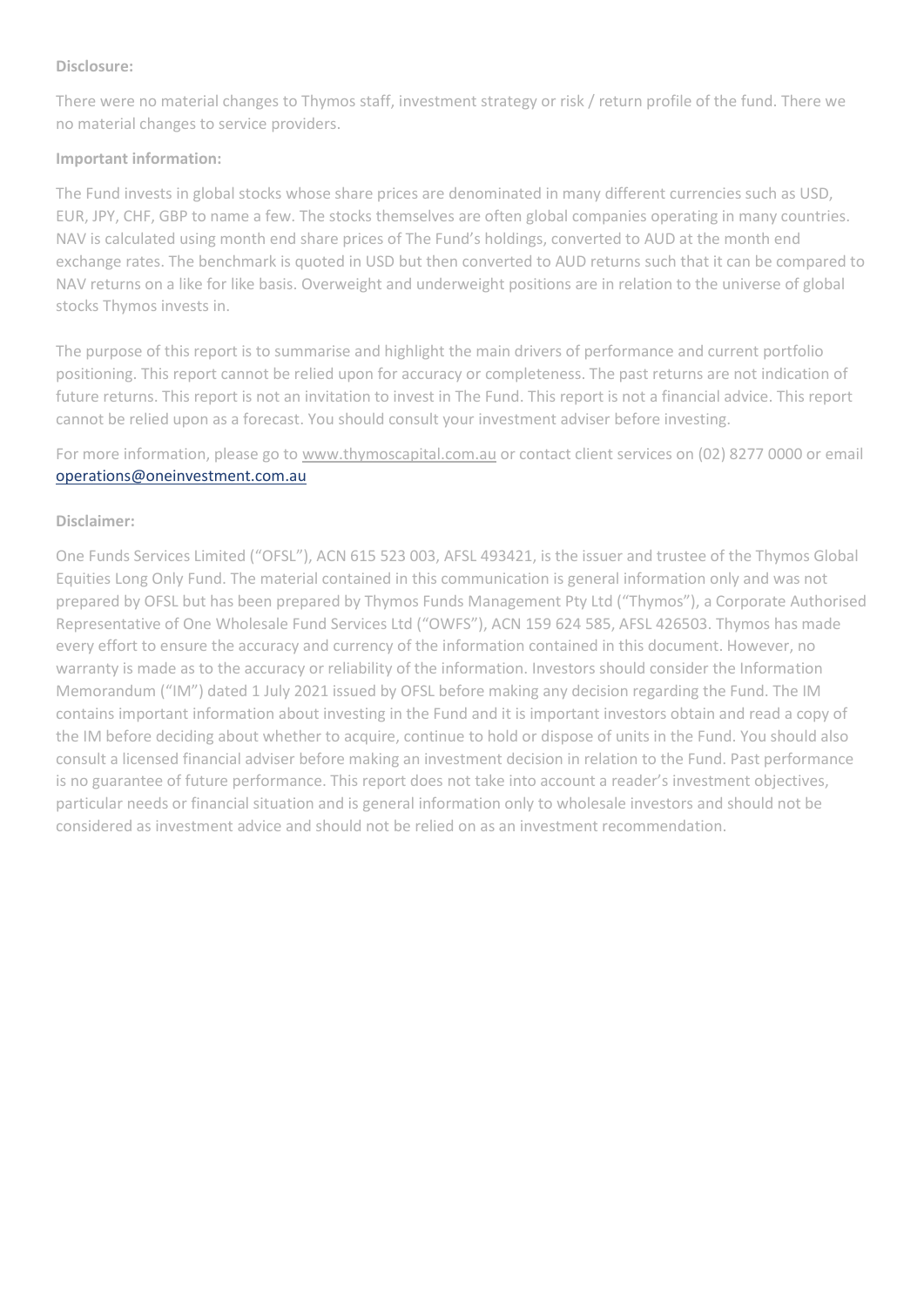**Disclosure:**

There were no material changes to Thymos staff, investment strategy or risk / return profile of the fund. There we no material changes to service providers.

**Important information:**

The Fund invests in global stocks whose share prices are denominated in many different currencies such as USD, EUR, JPY, CHF, GBP to name a few. The stocks themselves are often global companies operating in many countries. NAV is calculated using month end share prices of The Fund's holdings, converted to AUD at the month end exchange rates. The benchmark is quoted in USD but then converted to AUD returns such that it can be compared to NAV returns on a like for like basis. Overweight and underweight positions are in relation to the universe of global stocks Thymos invests in.

The purpose of this report is to summarise and highlight the main drivers of performance and current portfolio positioning. This report cannot be relied upon for accuracy or completeness. The past returns are not indication of future returns. This report is not an invitation to invest in The Fund. This report is not a financial advice. This report cannot be relied upon as a forecast. You should consult your investment adviser before investing.

For more information, please go to [www.thymoscapital.com.au](http://www.thymoscapital.com.au) or contact client services on (02) 8277 0000 or email [operations@oneinvestment.com.au](mailto:operations@oneinvestment.com.au)

**Disclaimer:**

One Funds Services Limited ("OFSL"), ACN 615 523 003, AFSL 493421, is the issuer and trustee of the Thymos Global Equities Long Only Fund. The material contained in this communication is general information only and was not prepared by OFSL but has been prepared by Thymos Funds Management Pty Ltd ("Thymos"), a Corporate Authorised Representative of One Wholesale Fund Services Ltd ("OWFS"), ACN 159 624 585, AFSL 426503. Thymos has made every effort to ensure the accuracy and currency of the information contained in this document. However, no warranty is made as to the accuracy or reliability of the information. Investors should consider the Information Memorandum ("IM") dated 1 July 2021 issued by OFSL before making any decision regarding the Fund. The IM contains important information about investing in the Fund and it is important investors obtain and read a copy of the IM before deciding about whether to acquire, continue to hold or dispose of units in the Fund. You should also consult a licensed financial adviser before making an investment decision in relation to the Fund. Past performance is no guarantee of future performance. This report does not take into account a reader's investment objectives, particular needs or financial situation and is general information only to wholesale investors and should not be considered as investment advice and should not be relied on as an investment recommendation.